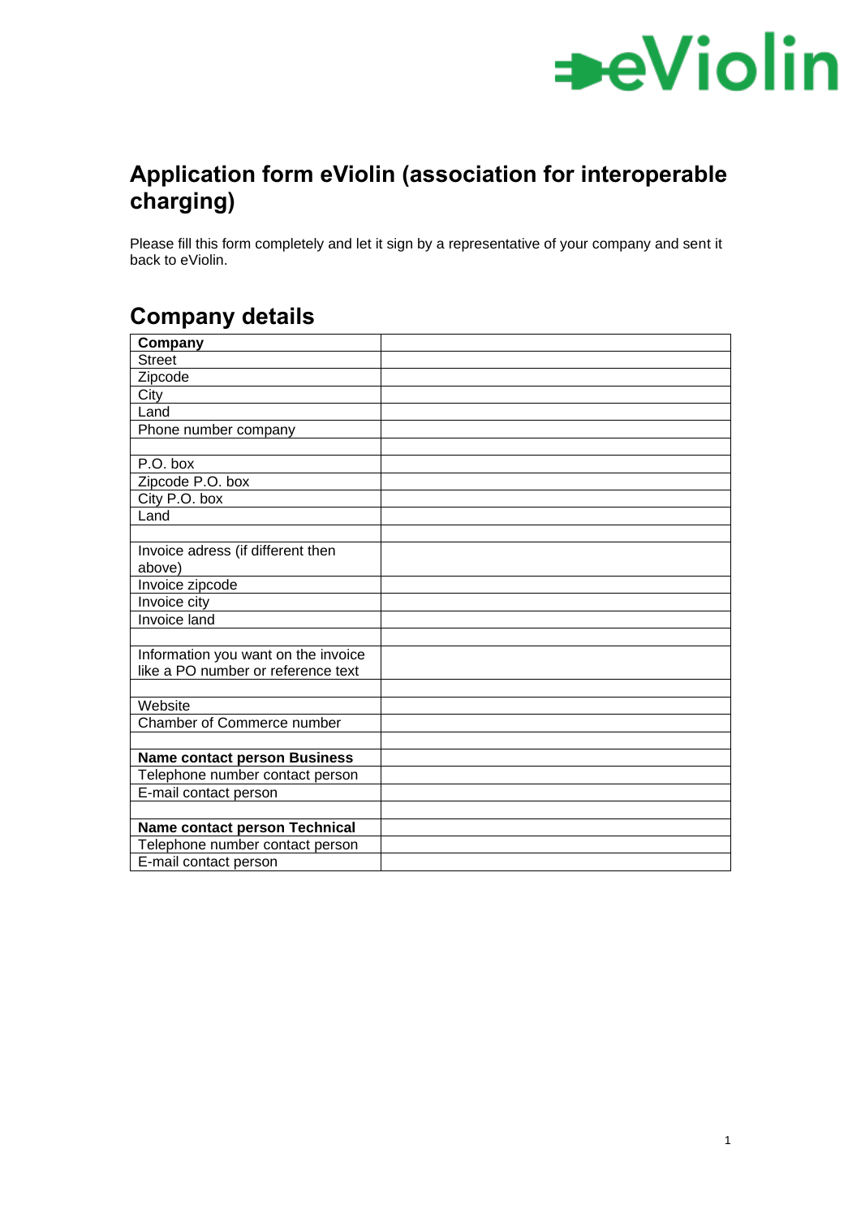eViolin

# Application form eViolin (association for interoperable charging)

Please fill this form completely and let it sign by a representative of your company and sent it back to eViolin.

## Company details

| **Company** | |
|---|---|
| Street | |
| Zipcode | |
| City | |
| Land | |
| Phone number company | |
| | |
| P.O. box | |
| Zipcode P.O. box | |
| City P.O. box | |
| Land | |
| | |
| Invoice adress (if different then above) | |
| Invoice zipcode | |
| Invoice city | |
| Invoice land | |
| | |
| Information you want on the invoice like a PO number or reference text | |
| | |
| Website | |
| Chamber of Commerce number | |
| | |
| **Name contact person Business** | |
| Telephone number contact person | |
| E-mail contact person | |
| | |
| **Name contact person Technical** | |
| Telephone number contact person | |
| E-mail contact person | |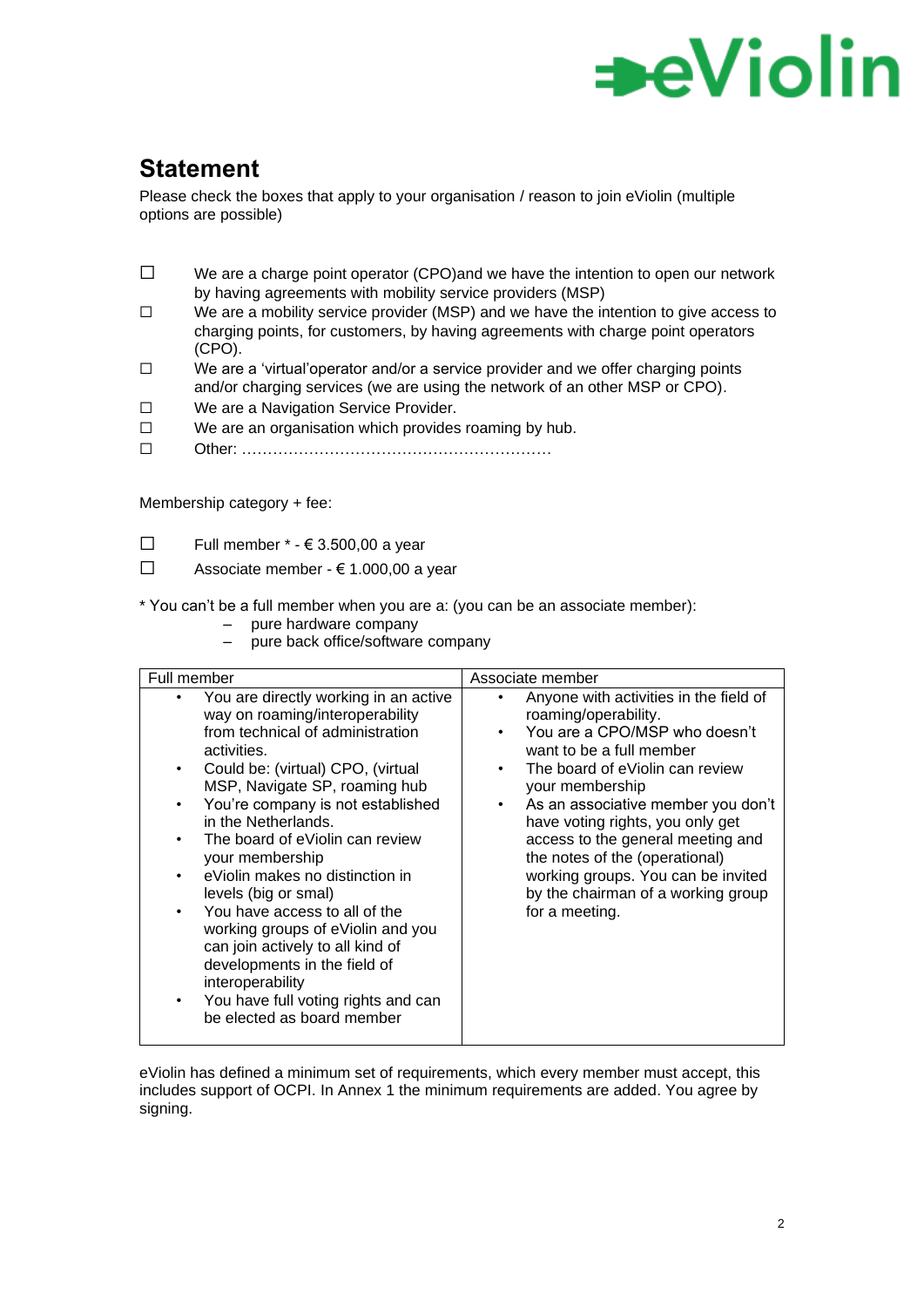## Statement

Please check the boxes that apply to your organisation / reason to join eViolin (multiple options are possible)

- ☐ We are a charge point operator (CPO)and we have the intention to open our network by having agreements with mobility service providers (MSP)
- ☐ We are a mobility service provider (MSP) and we have the intention to give access to charging points, for customers, by having agreements with charge point operators (CPO).
- ☐ We are a 'virtual'operator and/or a service provider and we offer charging points and/or charging services (we are using the network of an other MSP or CPO).
- ☐ We are a Navigation Service Provider.
- ☐ We are an organisation which provides roaming by hub.
- ☐ Other: ……………………………………………………

Membership category + fee:

- ☐ Full member * - € 3.500,00 a year
- ☐ Associate member - € 1.000,00 a year

* You can't be a full member when you are a: (you can be an associate member):
  - pure hardware company
  - pure back office/software company

| Full member | Associate member |
|---|---|
| • You are directly working in an active way on roaming/interoperability from technical of administration activities.<br>• Could be: (virtual) CPO, (virtual MSP, Navigate SP, roaming hub<br>• You're company is not established in the Netherlands.<br>• The board of eViolin can review your membership<br>• eViolin makes no distinction in levels (big or smal)<br>• You have access to all of the working groups of eViolin and you can join actively to all kind of developments in the field of interoperability<br>• You have full voting rights and can be elected as board member | • Anyone with activities in the field of roaming/operability.<br>• You are a CPO/MSP who doesn't want to be a full member<br>• The board of eViolin can review your membership<br>• As an associative member you don't have voting rights, you only get access to the general meeting and the notes of the (operational) working groups. You can be invited by the chairman of a working group for a meeting. |

eViolin has defined a minimum set of requirements, which every member must accept, this includes support of OCPI. In Annex 1 the minimum requirements are added. You agree by signing.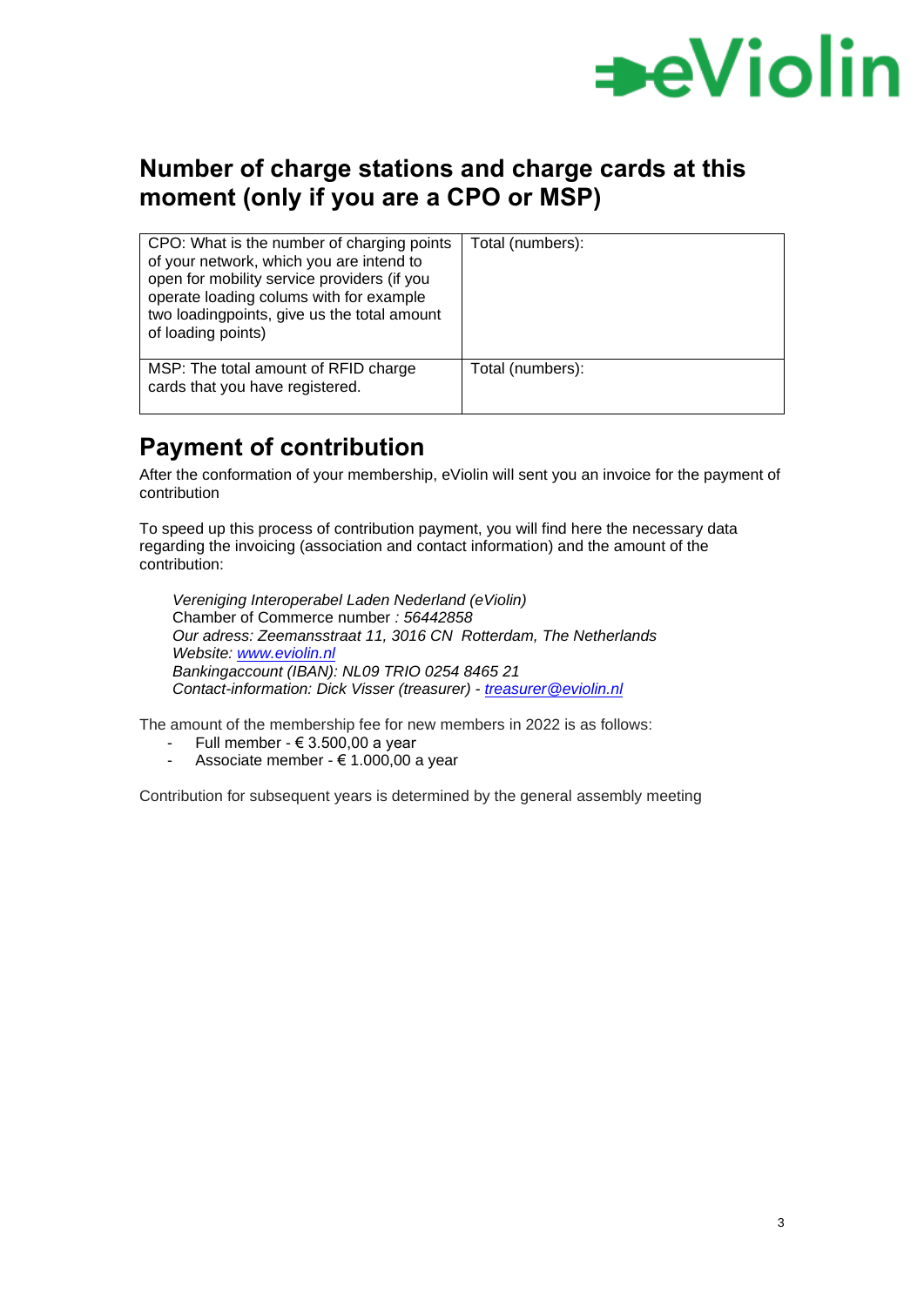## Number of charge stations and charge cards at this moment (only if you are a CPO or MSP)

| CPO: What is the number of charging points of your network, which you are intend to open for mobility service providers (if you operate loading colums with for example two loadingpoints, give us the total amount of loading points) | Total (numbers): |
|---|---|
| MSP: The total amount of RFID charge cards that you have registered. | Total (numbers): |

## Payment of contribution

After the conformation of your membership, eViolin will sent you an invoice for the payment of contribution

To speed up this process of contribution payment, you will find here the necessary data regarding the invoicing (association and contact information) and the amount of the contribution:

> *Vereniging Interoperabel Laden Nederland (eViolin)*
> Chamber of Commerce number *: 56442858*
> *Our adress: Zeemansstraat 11, 3016 CN Rotterdam, The Netherlands*
> *Website: www.eviolin.nl*
> *Bankingaccount (IBAN): NL09 TRIO 0254 8465 21*
> *Contact-information: Dick Visser (treasurer) - treasurer@eviolin.nl*

The amount of the membership fee for new members in 2022 is as follows:

- Full member - € 3.500,00 a year
- Associate member - € 1.000,00 a year

Contribution for subsequent years is determined by the general assembly meeting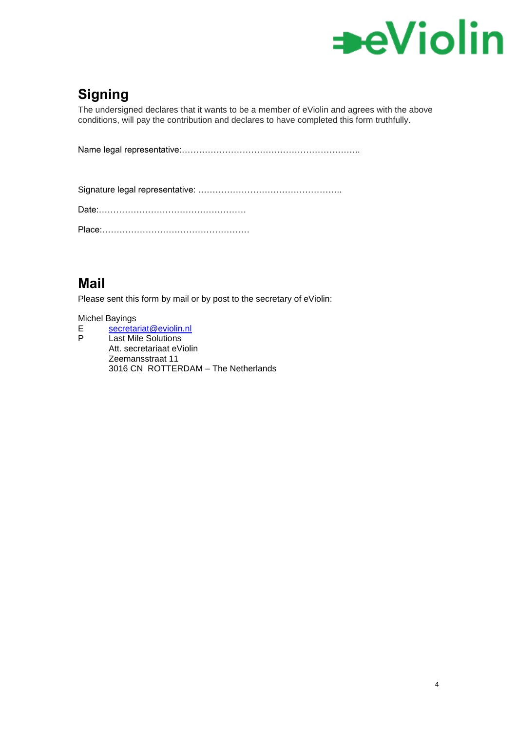## Signing

The undersigned declares that it wants to be a member of eViolin and agrees with the above conditions, will pay the contribution and declares to have completed this form truthfully.

Name legal representative:……………………………………………………..

Signature legal representative: …………………………………………..

Date:……………………………………………

Place:……………………………………………

## Mail

Please sent this form by mail or by post to the secretary of eViolin:

Michel Bayings
E secretariat@eviolin.nl
P Last Mile Solutions
Att. secretariaat eViolin
Zeemansstraat 11
3016 CN ROTTERDAM – The Netherlands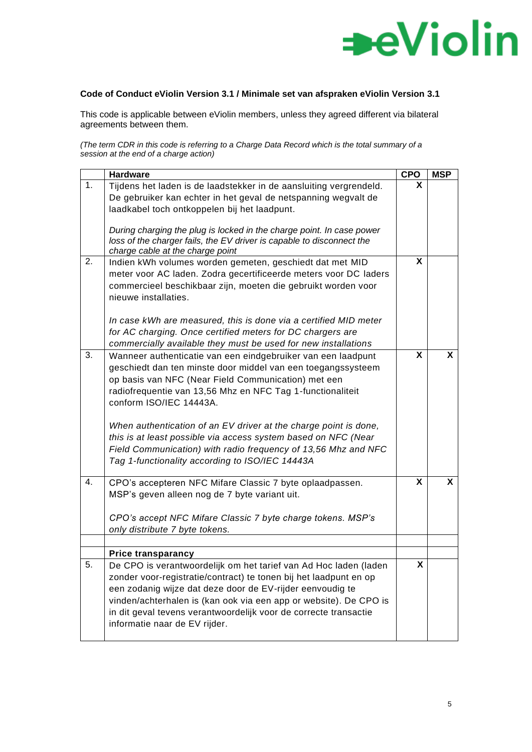**Code of Conduct eViolin Version 3.1 / Minimale set van afspraken eViolin Version 3.1**

This code is applicable between eViolin members, unless they agreed different via bilateral agreements between them.

*(The term CDR in this code is referring to a Charge Data Record which is the total summary of a session at the end of a charge action)*

| | **Hardware** | **CPO** | **MSP** |
|---|---|---|---|
| 1. | Tijdens het laden is de laadstekker in de aansluiting vergrendeld. De gebruiker kan echter in het geval de netspanning wegvalt de laadkabel toch ontkoppelen bij het laadpunt.<br><br>*During charging the plug is locked in the charge point. In case power loss of the charger fails, the EV driver is capable to disconnect the charge cable at the charge point* | X | |
| 2. | Indien kWh volumes worden gemeten, geschiedt dat met MID meter voor AC laden. Zodra gecertificeerde meters voor DC laders commercieel beschikbaar zijn, moeten die gebruikt worden voor nieuwe installaties.<br><br>*In case kWh are measured, this is done via a certified MID meter for AC charging. Once certified meters for DC chargers are commercially available they must be used for new installations* | X | |
| 3. | Wanneer authenticatie van een eindgebruiker van een laadpunt geschiedt dan ten minste door middel van een toegangssysteem op basis van NFC (Near Field Communication) met een radiofrequentie van 13,56 Mhz en NFC Tag 1-functionaliteit conform ISO/IEC 14443A.<br><br>*When authentication of an EV driver at the charge point is done, this is at least possible via access system based on NFC (Near Field Communication) with radio frequency of 13,56 Mhz and NFC Tag 1-functionality according to ISO/IEC 14443A* | X | X |
| 4. | CPO's accepteren NFC Mifare Classic 7 byte oplaadpassen. MSP's geven alleen nog de 7 byte variant uit.<br><br>*CPO's accept NFC Mifare Classic 7 byte charge tokens. MSP's only distribute 7 byte tokens.* | X | X |
| | | | |
| | **Price transparancy** | | |
| 5. | De CPO is verantwoordelijk om het tarief van Ad Hoc laden (laden zonder voor-registratie/contract) te tonen bij het laadpunt en op een zodanig wijze dat deze door de EV-rijder eenvoudig te vinden/achterhalen is (kan ook via een app or website). De CPO is in dit geval tevens verantwoordelijk voor de correcte transactie informatie naar de EV rijder. | X | |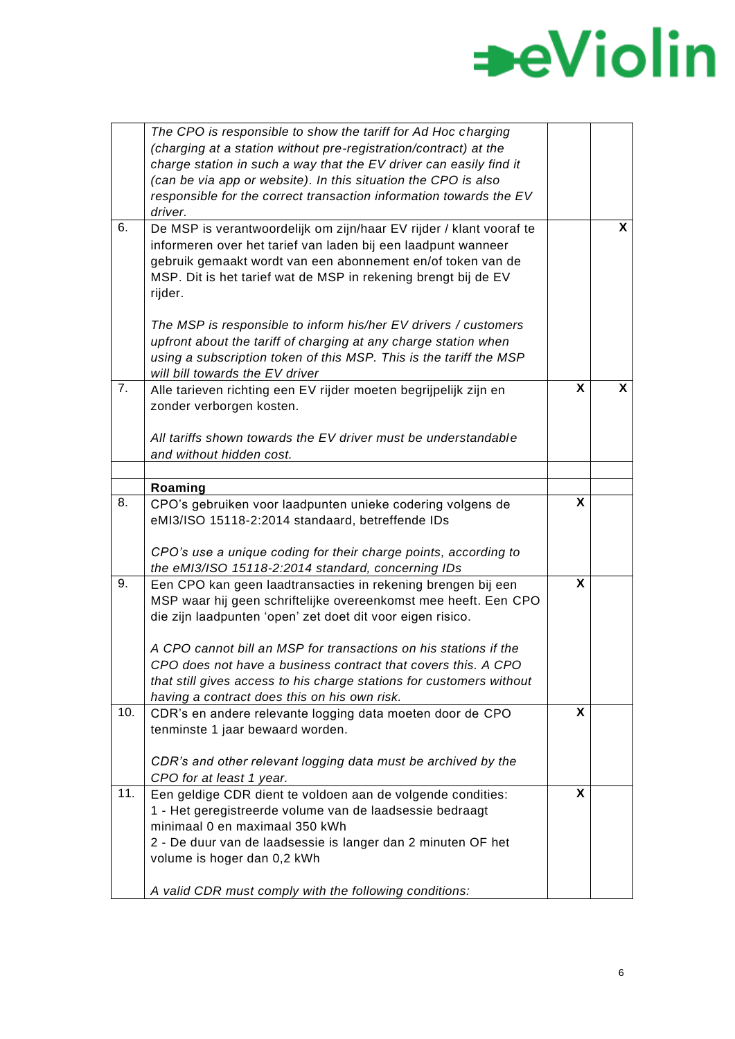|  |  |  |  |
|---|---|---|---|
|  | *The CPO is responsible to show the tariff for Ad Hoc charging (charging at a station without pre-registration/contract) at the charge station in such a way that the EV driver can easily find it (can be via app or website). In this situation the CPO is also responsible for the correct transaction information towards the EV driver.* |  |  |
| 6. | De MSP is verantwoordelijk om zijn/haar EV rijder / klant vooraf te informeren over het tarief van laden bij een laadpunt wanneer gebruik gemaakt wordt van een abonnement en/of token van de MSP. Dit is het tarief wat de MSP in rekening brengt bij de EV rijder.<br><br>*The MSP is responsible to inform his/her EV drivers / customers upfront about the tariff of charging at any charge station when using a subscription token of this MSP. This is the tariff the MSP will bill towards the EV driver* |  | X |
| 7. | Alle tarieven richting een EV rijder moeten begrijpelijk zijn en zonder verborgen kosten.<br><br>*All tariffs shown towards the EV driver must be understandable and without hidden cost.* | X | X |
|  |  |  |  |
|  | **Roaming** |  |  |
| 8. | CPO's gebruiken voor laadpunten unieke codering volgens de eMI3/ISO 15118-2:2014 standaard, betreffende IDs<br><br>*CPO's use a unique coding for their charge points, according to the eMI3/ISO 15118-2:2014 standard, concerning IDs* | X |  |
| 9. | Een CPO kan geen laadtransacties in rekening brengen bij een MSP waar hij geen schriftelijke overeenkomst mee heeft. Een CPO die zijn laadpunten 'open' zet doet dit voor eigen risico.<br><br>*A CPO cannot bill an MSP for transactions on his stations if the CPO does not have a business contract that covers this. A CPO that still gives access to his charge stations for customers without having a contract does this on his own risk.* | X |  |
| 10. | CDR's en andere relevante logging data moeten door de CPO tenminste 1 jaar bewaard worden.<br><br>*CDR's and other relevant logging data must be archived by the CPO for at least 1 year.* | X |  |
| 11. | Een geldige CDR dient te voldoen aan de volgende condities:<br>1 - Het geregistreerde volume van de laadsessie bedraagt minimaal 0 en maximaal 350 kWh<br>2 - De duur van de laadsessie is langer dan 2 minuten OF het volume is hoger dan 0,2 kWh<br><br>*A valid CDR must comply with the following conditions:* | X |  |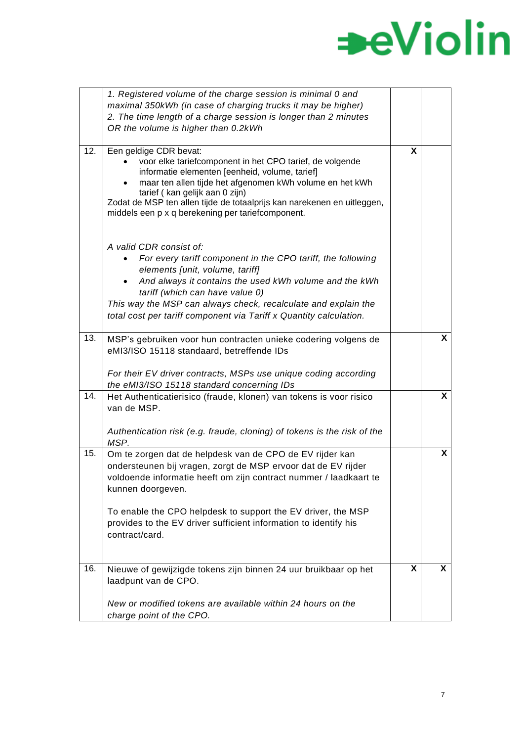| | | | |
|---|---|---|---|
| | *1. Registered volume of the charge session is minimal 0 and maximal 350kWh (in case of charging trucks it may be higher)*<br>*2. The time length of a charge session is longer than 2 minutes OR the volume is higher than 0.2kWh* | | |
| 12. | Een geldige CDR bevat:<br>• voor elke tariefcomponent in het CPO tarief, de volgende informatie elementen [eenheid, volume, tarief]<br>• maar ten allen tijde het afgenomen kWh volume en het kWh tarief ( kan gelijk aan 0 zijn)<br>Zodat de MSP ten allen tijde de totaalprijs kan narekenen en uitleggen, middels een p x q berekening per tariefcomponent.<br><br>*A valid CDR consist of:*<br>• *For every tariff component in the CPO tariff, the following elements [unit, volume, tariff]*<br>• *And always it contains the used kWh volume and the kWh tariff (which can have value 0)*<br>*This way the MSP can always check, recalculate and explain the total cost per tariff component via Tariff x Quantity calculation.* | X | |
| 13. | MSP's gebruiken voor hun contracten unieke codering volgens de eMI3/ISO 15118 standaard, betreffende IDs<br><br>*For their EV driver contracts, MSPs use unique coding according the eMI3/ISO 15118 standard concerning IDs* | | X |
| 14. | Het Authenticatierisico (fraude, klonen) van tokens is voor risico van de MSP.<br><br>*Authentication risk (e.g. fraude, cloning) of tokens is the risk of the MSP.* | | X |
| 15. | Om te zorgen dat de helpdesk van de CPO de EV rijder kan ondersteunen bij vragen, zorgt de MSP ervoor dat de EV rijder voldoende informatie heeft om zijn contract nummer / laadkaart te kunnen doorgeven.<br><br>To enable the CPO helpdesk to support the EV driver, the MSP provides to the EV driver sufficient information to identify his contract/card. | | X |
| 16. | Nieuwe of gewijzigde tokens zijn binnen 24 uur bruikbaar op het laadpunt van de CPO.<br><br>*New or modified tokens are available within 24 hours on the charge point of the CPO.* | X | X |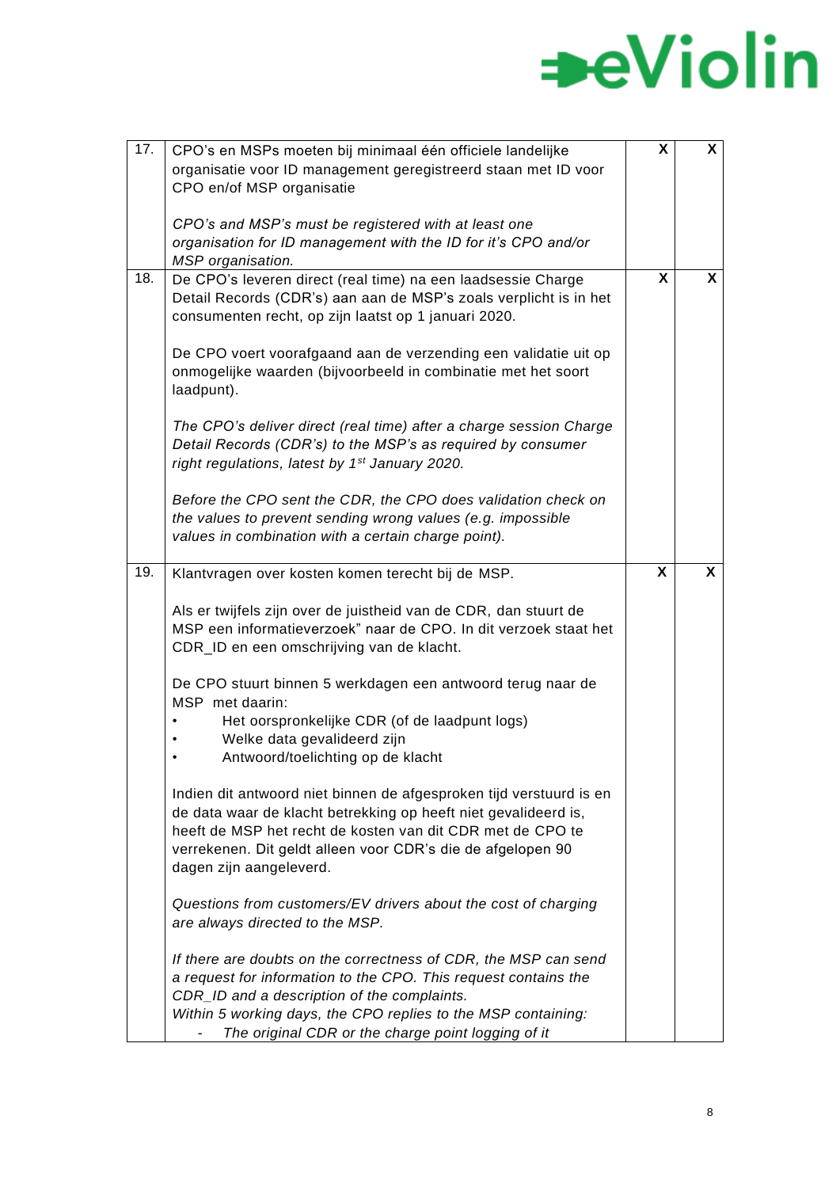| | | | |
|---|---|---|---|
| 17. | CPO's en MSPs moeten bij minimaal één officiele landelijke organisatie voor ID management geregistreerd staan met ID voor CPO en/of MSP organisatie<br><br>*CPO's and MSP's must be registered with at least one organisation for ID management with the ID for it's CPO and/or MSP organisation.* | X | X |
| 18. | De CPO's leveren direct (real time) na een laadsessie Charge Detail Records (CDR's) aan aan de MSP's zoals verplicht is in het consumenten recht, op zijn laatst op 1 januari 2020.<br><br>De CPO voert voorafgaand aan de verzending een validatie uit op onmogelijke waarden (bijvoorbeeld in combinatie met het soort laadpunt).<br><br>*The CPO's deliver direct (real time) after a charge session Charge Detail Records (CDR's) to the MSP's as required by consumer right regulations, latest by 1st January 2020.*<br><br>*Before the CPO sent the CDR, the CPO does validation check on the values to prevent sending wrong values (e.g. impossible values in combination with a certain charge point).* | X | X |
| 19. | Klantvragen over kosten komen terecht bij de MSP.<br><br>Als er twijfels zijn over de juistheid van de CDR, dan stuurt de MSP een informatieverzoek" naar de CPO. In dit verzoek staat het CDR_ID en een omschrijving van de klacht.<br><br>De CPO stuurt binnen 5 werkdagen een antwoord terug naar de MSP met daarin:<br>• Het oorspronkelijke CDR (of de laadpunt logs)<br>• Welke data gevalideerd zijn<br>• Antwoord/toelichting op de klacht<br><br>Indien dit antwoord niet binnen de afgesproken tijd verstuurd is en de data waar de klacht betrekking op heeft niet gevalideerd is, heeft de MSP het recht de kosten van dit CDR met de CPO te verrekenen. Dit geldt alleen voor CDR's die de afgelopen 90 dagen zijn aangeleverd.<br><br>*Questions from customers/EV drivers about the cost of charging are always directed to the MSP.*<br><br>*If there are doubts on the correctness of CDR, the MSP can send a request for information to the CPO. This request contains the CDR_ID and a description of the complaints.*<br>*Within 5 working days, the CPO replies to the MSP containing:*<br>- *The original CDR or the charge point logging of it* | X | X |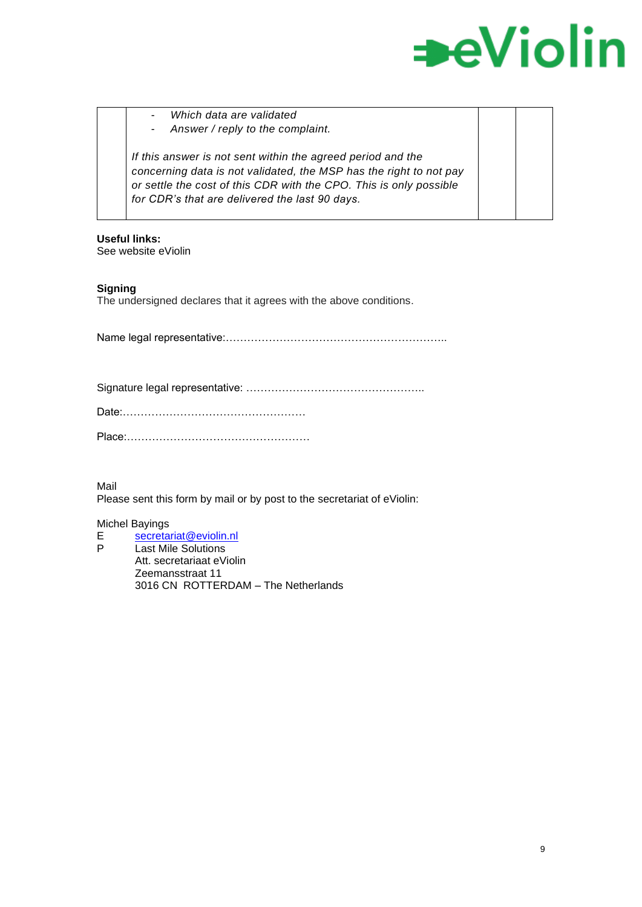| | | | |
|---|---|---|---|
| | - *Which data are validated*<br>- *Answer / reply to the complaint.*<br><br>*If this answer is not sent within the agreed period and the concerning data is not validated, the MSP has the right to not pay or settle the cost of this CDR with the CPO. This is only possible for CDR's that are delivered the last 90 days.* | | |

**Useful links:**
See website eViolin

**Signing**
The undersigned declares that it agrees with the above conditions.

Name legal representative:……………………………………………………..

Signature legal representative: …………………………………………..

Date:……………………………………………

Place:……………………………………………

Mail
Please sent this form by mail or by post to the secretariat of eViolin:

Michel Bayings
E  secretariat@eviolin.nl
P  Last Mile Solutions
 Att. secretariaat eViolin
 Zeemansstraat 11
 3016 CN ROTTERDAM – The Netherlands